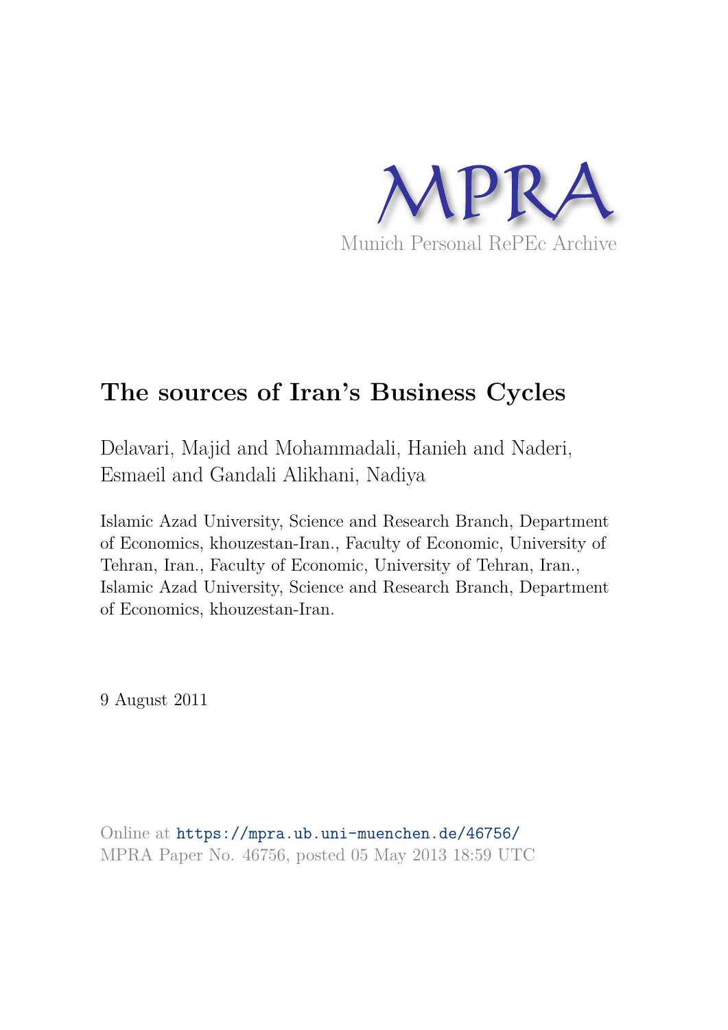MPRA

Munich Personal RePEc Archive

# The sources of Iran's Business Cycles

Delavari, Majid and Mohammadali, Hanieh and Naderi, Esmaeil and Gandali Alikhani, Nadiya

Islamic Azad University, Science and Research Branch, Department of Economics, khouzestan-Iran., Faculty of Economic, University of Tehran, Iran., Faculty of Economic, University of Tehran, Iran., Islamic Azad University, Science and Research Branch, Department of Economics, khouzestan-Iran.

9 August 2011

Online at https://mpra.ub.uni-muenchen.de/46756/
MPRA Paper No. 46756, posted 05 May 2013 18:59 UTC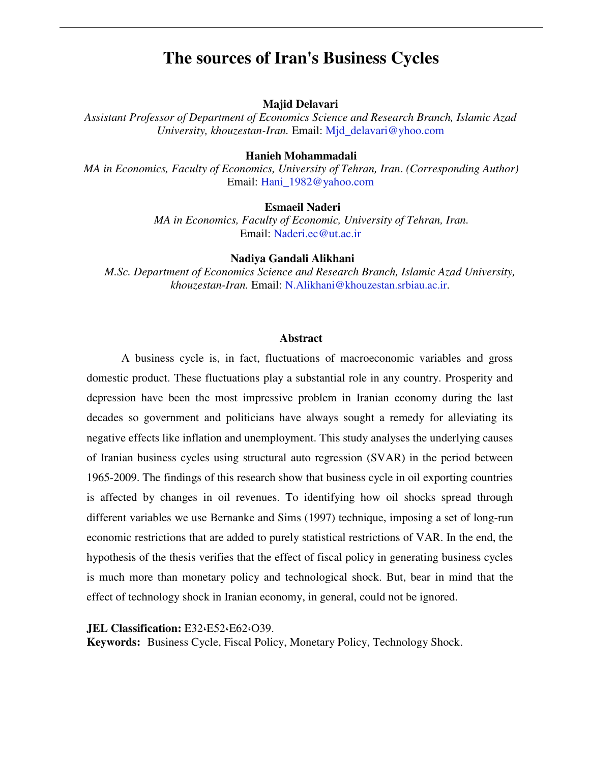# The sources of Iran's Business Cycles

**Majid Delavari**

*Assistant Professor of Department of Economics Science and Research Branch, Islamic Azad University, khouzestan-Iran.* Email: Mjd_delavari@yhoo.com

**Hanieh Mohammadali**

*MA in Economics, Faculty of Economics, University of Tehran, Iran. (Corresponding Author)* Email: Hani_1982@yahoo.com

**Esmaeil Naderi**

*MA in Economics, Faculty of Economic, University of Tehran, Iran.* Email: Naderi.ec@ut.ac.ir

**Nadiya Gandali Alikhani**

*M.Sc. Department of Economics Science and Research Branch, Islamic Azad University, khouzestan-Iran.* Email: N.Alikhani@khouzestan.srbiau.ac.ir.

## Abstract

A business cycle is, in fact, fluctuations of macroeconomic variables and gross domestic product. These fluctuations play a substantial role in any country. Prosperity and depression have been the most impressive problem in Iranian economy during the last decades so government and politicians have always sought a remedy for alleviating its negative effects like inflation and unemployment. This study analyses the underlying causes of Iranian business cycles using structural auto regression (SVAR) in the period between 1965-2009. The findings of this research show that business cycle in oil exporting countries is affected by changes in oil revenues. To identifying how oil shocks spread through different variables we use Bernanke and Sims (1997) technique, imposing a set of long-run economic restrictions that are added to purely statistical restrictions of VAR. In the end, the hypothesis of the thesis verifies that the effect of fiscal policy in generating business cycles is much more than monetary policy and technological shock. But, bear in mind that the effect of technology shock in Iranian economy, in general, could not be ignored.

**JEL Classification:** E32‹E52‹E62‹O39.

**Keywords:** Business Cycle, Fiscal Policy, Monetary Policy, Technology Shock.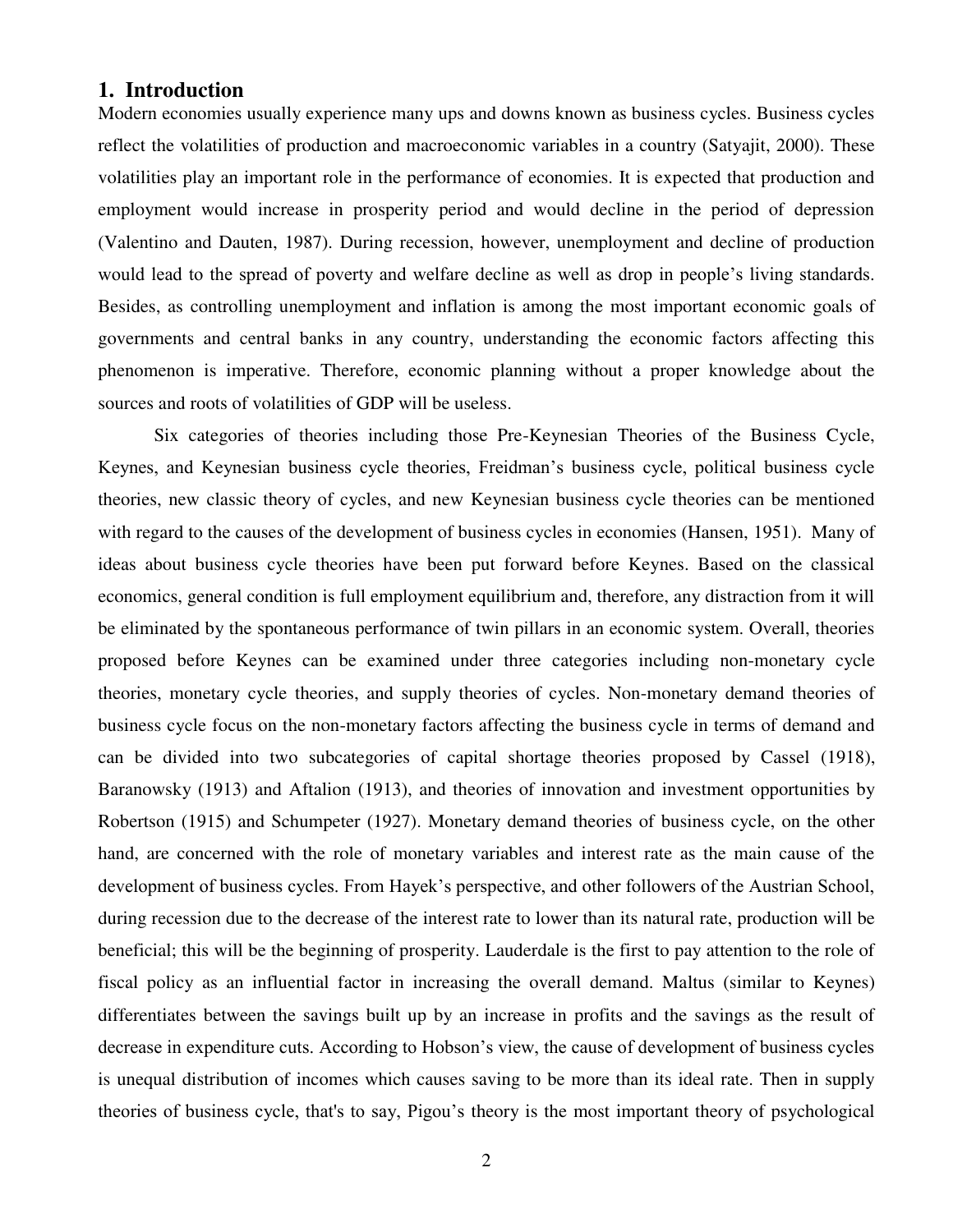## 1. Introduction

Modern economies usually experience many ups and downs known as business cycles. Business cycles reflect the volatilities of production and macroeconomic variables in a country (Satyajit, 2000). These volatilities play an important role in the performance of economies. It is expected that production and employment would increase in prosperity period and would decline in the period of depression (Valentino and Dauten, 1987). During recession, however, unemployment and decline of production would lead to the spread of poverty and welfare decline as well as drop in people's living standards. Besides, as controlling unemployment and inflation is among the most important economic goals of governments and central banks in any country, understanding the economic factors affecting this phenomenon is imperative. Therefore, economic planning without a proper knowledge about the sources and roots of volatilities of GDP will be useless.

Six categories of theories including those Pre-Keynesian Theories of the Business Cycle, Keynes, and Keynesian business cycle theories, Freidman's business cycle, political business cycle theories, new classic theory of cycles, and new Keynesian business cycle theories can be mentioned with regard to the causes of the development of business cycles in economies (Hansen, 1951). Many of ideas about business cycle theories have been put forward before Keynes. Based on the classical economics, general condition is full employment equilibrium and, therefore, any distraction from it will be eliminated by the spontaneous performance of twin pillars in an economic system. Overall, theories proposed before Keynes can be examined under three categories including non-monetary cycle theories, monetary cycle theories, and supply theories of cycles. Non-monetary demand theories of business cycle focus on the non-monetary factors affecting the business cycle in terms of demand and can be divided into two subcategories of capital shortage theories proposed by Cassel (1918), Baranowsky (1913) and Aftalion (1913), and theories of innovation and investment opportunities by Robertson (1915) and Schumpeter (1927). Monetary demand theories of business cycle, on the other hand, are concerned with the role of monetary variables and interest rate as the main cause of the development of business cycles. From Hayek's perspective, and other followers of the Austrian School, during recession due to the decrease of the interest rate to lower than its natural rate, production will be beneficial; this will be the beginning of prosperity. Lauderdale is the first to pay attention to the role of fiscal policy as an influential factor in increasing the overall demand. Maltus (similar to Keynes) differentiates between the savings built up by an increase in profits and the savings as the result of decrease in expenditure cuts. According to Hobson's view, the cause of development of business cycles is unequal distribution of incomes which causes saving to be more than its ideal rate. Then in supply theories of business cycle, that's to say, Pigou's theory is the most important theory of psychological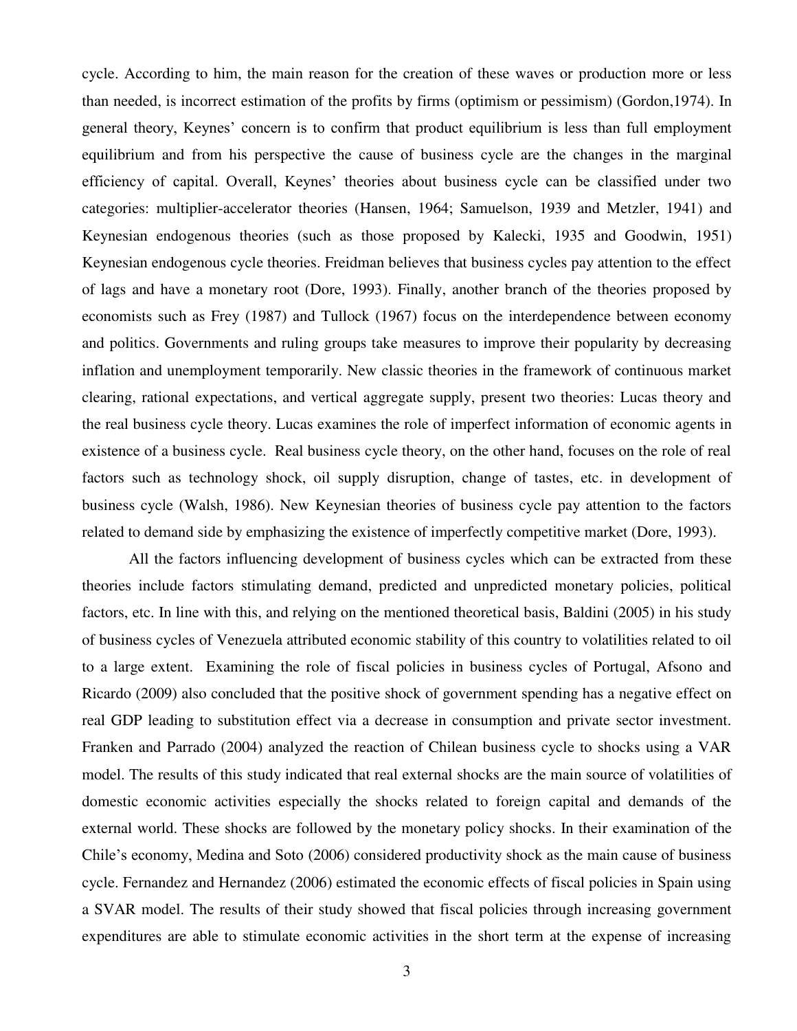cycle. According to him, the main reason for the creation of these waves or production more or less than needed, is incorrect estimation of the profits by firms (optimism or pessimism) (Gordon,1974). In general theory, Keynes' concern is to confirm that product equilibrium is less than full employment equilibrium and from his perspective the cause of business cycle are the changes in the marginal efficiency of capital. Overall, Keynes' theories about business cycle can be classified under two categories: multiplier-accelerator theories (Hansen, 1964; Samuelson, 1939 and Metzler, 1941) and Keynesian endogenous theories (such as those proposed by Kalecki, 1935 and Goodwin, 1951) Keynesian endogenous cycle theories. Freidman believes that business cycles pay attention to the effect of lags and have a monetary root (Dore, 1993). Finally, another branch of the theories proposed by economists such as Frey (1987) and Tullock (1967) focus on the interdependence between economy and politics. Governments and ruling groups take measures to improve their popularity by decreasing inflation and unemployment temporarily. New classic theories in the framework of continuous market clearing, rational expectations, and vertical aggregate supply, present two theories: Lucas theory and the real business cycle theory. Lucas examines the role of imperfect information of economic agents in existence of a business cycle. Real business cycle theory, on the other hand, focuses on the role of real factors such as technology shock, oil supply disruption, change of tastes, etc. in development of business cycle (Walsh, 1986). New Keynesian theories of business cycle pay attention to the factors related to demand side by emphasizing the existence of imperfectly competitive market (Dore, 1993).

All the factors influencing development of business cycles which can be extracted from these theories include factors stimulating demand, predicted and unpredicted monetary policies, political factors, etc. In line with this, and relying on the mentioned theoretical basis, Baldini (2005) in his study of business cycles of Venezuela attributed economic stability of this country to volatilities related to oil to a large extent. Examining the role of fiscal policies in business cycles of Portugal, Afsono and Ricardo (2009) also concluded that the positive shock of government spending has a negative effect on real GDP leading to substitution effect via a decrease in consumption and private sector investment. Franken and Parrado (2004) analyzed the reaction of Chilean business cycle to shocks using a VAR model. The results of this study indicated that real external shocks are the main source of volatilities of domestic economic activities especially the shocks related to foreign capital and demands of the external world. These shocks are followed by the monetary policy shocks. In their examination of the Chile's economy, Medina and Soto (2006) considered productivity shock as the main cause of business cycle. Fernandez and Hernandez (2006) estimated the economic effects of fiscal policies in Spain using a SVAR model. The results of their study showed that fiscal policies through increasing government expenditures are able to stimulate economic activities in the short term at the expense of increasing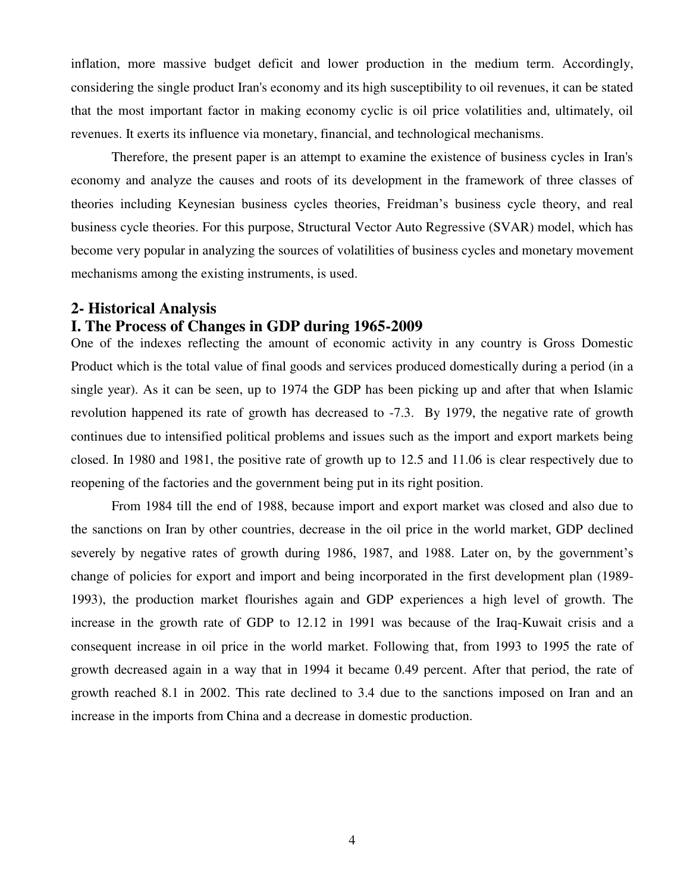inflation, more massive budget deficit and lower production in the medium term. Accordingly, considering the single product Iran's economy and its high susceptibility to oil revenues, it can be stated that the most important factor in making economy cyclic is oil price volatilities and, ultimately, oil revenues. It exerts its influence via monetary, financial, and technological mechanisms.

Therefore, the present paper is an attempt to examine the existence of business cycles in Iran's economy and analyze the causes and roots of its development in the framework of three classes of theories including Keynesian business cycles theories, Freidman's business cycle theory, and real business cycle theories. For this purpose, Structural Vector Auto Regressive (SVAR) model, which has become very popular in analyzing the sources of volatilities of business cycles and monetary movement mechanisms among the existing instruments, is used.

## 2- Historical Analysis

### I. The Process of Changes in GDP during 1965-2009

One of the indexes reflecting the amount of economic activity in any country is Gross Domestic Product which is the total value of final goods and services produced domestically during a period (in a single year). As it can be seen, up to 1974 the GDP has been picking up and after that when Islamic revolution happened its rate of growth has decreased to -7.3. By 1979, the negative rate of growth continues due to intensified political problems and issues such as the import and export markets being closed. In 1980 and 1981, the positive rate of growth up to 12.5 and 11.06 is clear respectively due to reopening of the factories and the government being put in its right position.

From 1984 till the end of 1988, because import and export market was closed and also due to the sanctions on Iran by other countries, decrease in the oil price in the world market, GDP declined severely by negative rates of growth during 1986, 1987, and 1988. Later on, by the government's change of policies for export and import and being incorporated in the first development plan (1989-1993), the production market flourishes again and GDP experiences a high level of growth. The increase in the growth rate of GDP to 12.12 in 1991 was because of the Iraq-Kuwait crisis and a consequent increase in oil price in the world market. Following that, from 1993 to 1995 the rate of growth decreased again in a way that in 1994 it became 0.49 percent. After that period, the rate of growth reached 8.1 in 2002. This rate declined to 3.4 due to the sanctions imposed on Iran and an increase in the imports from China and a decrease in domestic production.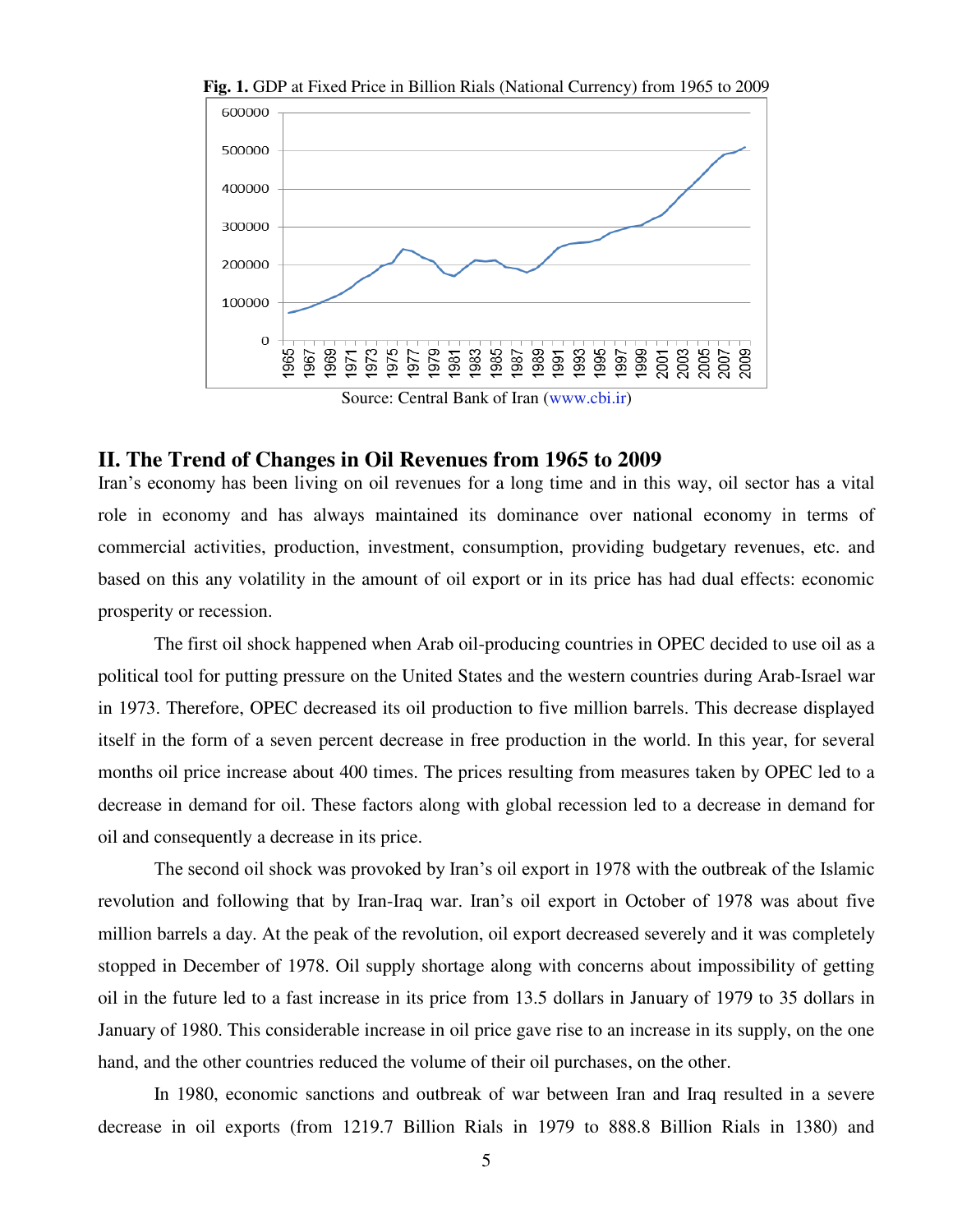**Fig. 1.** GDP at Fixed Price in Billion Rials (National Currency) from 1965 to 2009

Source: Central Bank of Iran (www.cbi.ir)

## II. The Trend of Changes in Oil Revenues from 1965 to 2009

Iran's economy has been living on oil revenues for a long time and in this way, oil sector has a vital role in economy and has always maintained its dominance over national economy in terms of commercial activities, production, investment, consumption, providing budgetary revenues, etc. and based on this any volatility in the amount of oil export or in its price has had dual effects: economic prosperity or recession.

The first oil shock happened when Arab oil-producing countries in OPEC decided to use oil as a political tool for putting pressure on the United States and the western countries during Arab-Israel war in 1973. Therefore, OPEC decreased its oil production to five million barrels. This decrease displayed itself in the form of a seven percent decrease in free production in the world. In this year, for several months oil price increase about 400 times. The prices resulting from measures taken by OPEC led to a decrease in demand for oil. These factors along with global recession led to a decrease in demand for oil and consequently a decrease in its price.

The second oil shock was provoked by Iran's oil export in 1978 with the outbreak of the Islamic revolution and following that by Iran-Iraq war. Iran's oil export in October of 1978 was about five million barrels a day. At the peak of the revolution, oil export decreased severely and it was completely stopped in December of 1978. Oil supply shortage along with concerns about impossibility of getting oil in the future led to a fast increase in its price from 13.5 dollars in January of 1979 to 35 dollars in January of 1980. This considerable increase in oil price gave rise to an increase in its supply, on the one hand, and the other countries reduced the volume of their oil purchases, on the other.

In 1980, economic sanctions and outbreak of war between Iran and Iraq resulted in a severe decrease in oil exports (from 1219.7 Billion Rials in 1979 to 888.8 Billion Rials in 1380) and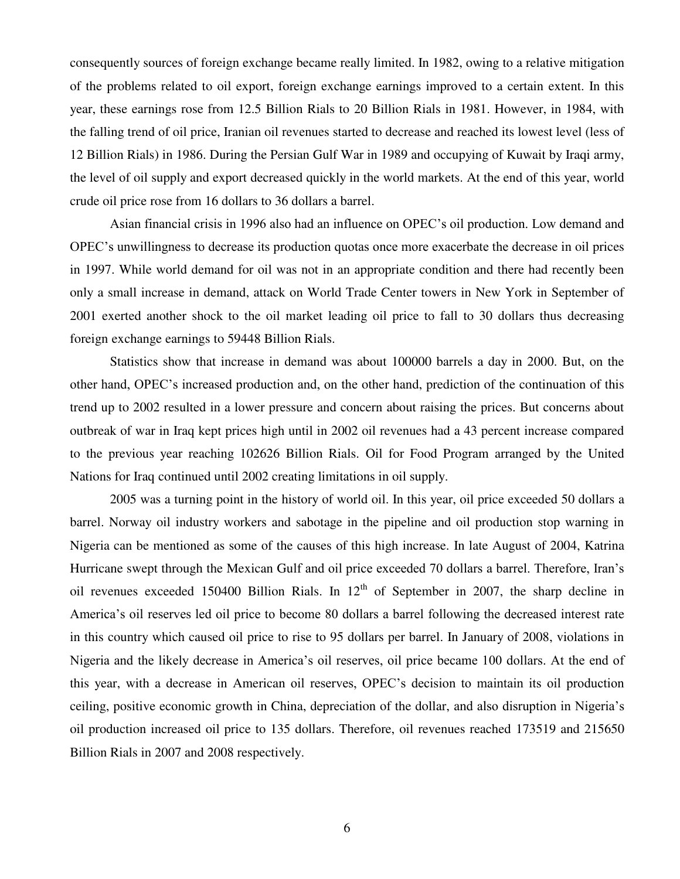consequently sources of foreign exchange became really limited. In 1982, owing to a relative mitigation of the problems related to oil export, foreign exchange earnings improved to a certain extent. In this year, these earnings rose from 12.5 Billion Rials to 20 Billion Rials in 1981. However, in 1984, with the falling trend of oil price, Iranian oil revenues started to decrease and reached its lowest level (less of 12 Billion Rials) in 1986. During the Persian Gulf War in 1989 and occupying of Kuwait by Iraqi army, the level of oil supply and export decreased quickly in the world markets. At the end of this year, world crude oil price rose from 16 dollars to 36 dollars a barrel.

Asian financial crisis in 1996 also had an influence on OPEC's oil production. Low demand and OPEC's unwillingness to decrease its production quotas once more exacerbate the decrease in oil prices in 1997. While world demand for oil was not in an appropriate condition and there had recently been only a small increase in demand, attack on World Trade Center towers in New York in September of 2001 exerted another shock to the oil market leading oil price to fall to 30 dollars thus decreasing foreign exchange earnings to 59448 Billion Rials.

Statistics show that increase in demand was about 100000 barrels a day in 2000. But, on the other hand, OPEC's increased production and, on the other hand, prediction of the continuation of this trend up to 2002 resulted in a lower pressure and concern about raising the prices. But concerns about outbreak of war in Iraq kept prices high until in 2002 oil revenues had a 43 percent increase compared to the previous year reaching 102626 Billion Rials. Oil for Food Program arranged by the United Nations for Iraq continued until 2002 creating limitations in oil supply.

2005 was a turning point in the history of world oil. In this year, oil price exceeded 50 dollars a barrel. Norway oil industry workers and sabotage in the pipeline and oil production stop warning in Nigeria can be mentioned as some of the causes of this high increase. In late August of 2004, Katrina Hurricane swept through the Mexican Gulf and oil price exceeded 70 dollars a barrel. Therefore, Iran's oil revenues exceeded 150400 Billion Rials. In 12th of September in 2007, the sharp decline in America's oil reserves led oil price to become 80 dollars a barrel following the decreased interest rate in this country which caused oil price to rise to 95 dollars per barrel. In January of 2008, violations in Nigeria and the likely decrease in America's oil reserves, oil price became 100 dollars. At the end of this year, with a decrease in American oil reserves, OPEC's decision to maintain its oil production ceiling, positive economic growth in China, depreciation of the dollar, and also disruption in Nigeria's oil production increased oil price to 135 dollars. Therefore, oil revenues reached 173519 and 215650 Billion Rials in 2007 and 2008 respectively.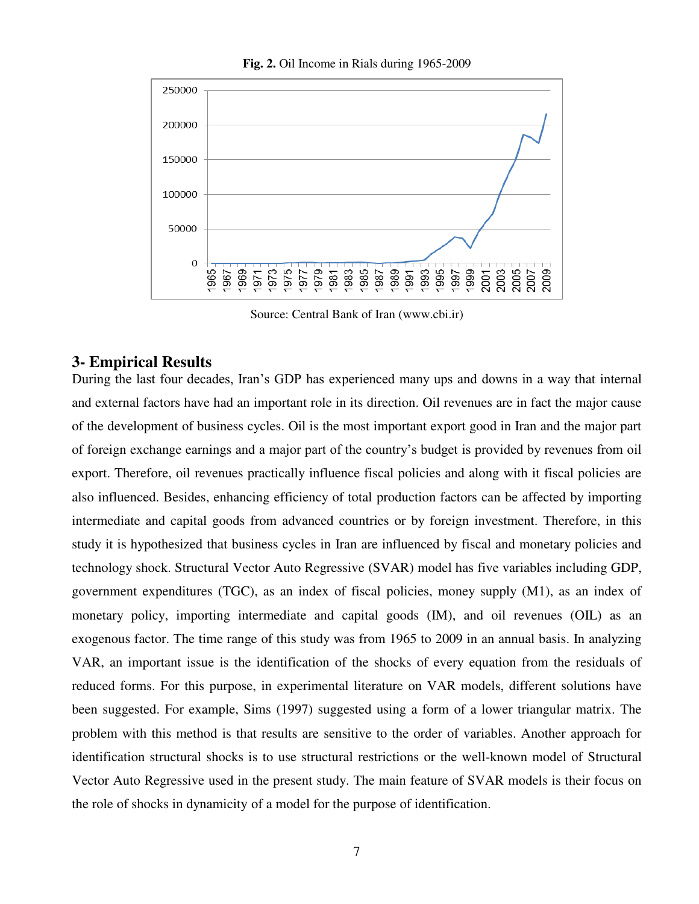**Fig. 2.** Oil Income in Rials during 1965-2009

Source: Central Bank of Iran (www.cbi.ir)

## 3- Empirical Results

During the last four decades, Iran's GDP has experienced many ups and downs in a way that internal and external factors have had an important role in its direction. Oil revenues are in fact the major cause of the development of business cycles. Oil is the most important export good in Iran and the major part of foreign exchange earnings and a major part of the country's budget is provided by revenues from oil export. Therefore, oil revenues practically influence fiscal policies and along with it fiscal policies are also influenced. Besides, enhancing efficiency of total production factors can be affected by importing intermediate and capital goods from advanced countries or by foreign investment. Therefore, in this study it is hypothesized that business cycles in Iran are influenced by fiscal and monetary policies and technology shock. Structural Vector Auto Regressive (SVAR) model has five variables including GDP, government expenditures (TGC), as an index of fiscal policies, money supply (M1), as an index of monetary policy, importing intermediate and capital goods (IM), and oil revenues (OIL) as an exogenous factor. The time range of this study was from 1965 to 2009 in an annual basis. In analyzing VAR, an important issue is the identification of the shocks of every equation from the residuals of reduced forms. For this purpose, in experimental literature on VAR models, different solutions have been suggested. For example, Sims (1997) suggested using a form of a lower triangular matrix. The problem with this method is that results are sensitive to the order of variables. Another approach for identification structural shocks is to use structural restrictions or the well-known model of Structural Vector Auto Regressive used in the present study. The main feature of SVAR models is their focus on the role of shocks in dynamicity of a model for the purpose of identification.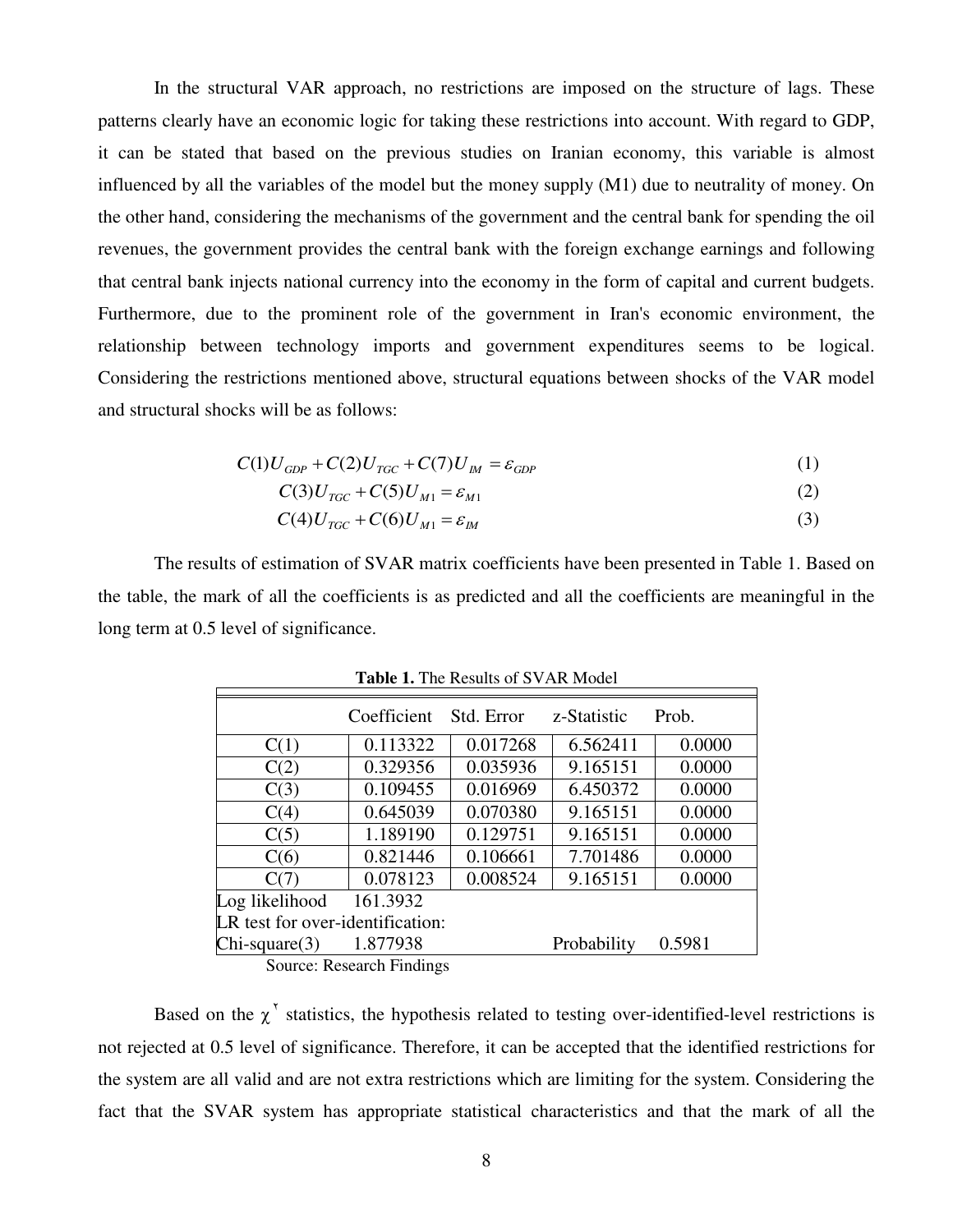In the structural VAR approach, no restrictions are imposed on the structure of lags. These patterns clearly have an economic logic for taking these restrictions into account. With regard to GDP, it can be stated that based on the previous studies on Iranian economy, this variable is almost influenced by all the variables of the model but the money supply (M1) due to neutrality of money. On the other hand, considering the mechanisms of the government and the central bank for spending the oil revenues, the government provides the central bank with the foreign exchange earnings and following that central bank injects national currency into the economy in the form of capital and current budgets. Furthermore, due to the prominent role of the government in Iran's economic environment, the relationship between technology imports and government expenditures seems to be logical. Considering the restrictions mentioned above, structural equations between shocks of the VAR model and structural shocks will be as follows:

$$C(1)U_{GDP} + C(2)U_{TGC} + C(7)U_{IM} = \varepsilon_{GDP} \tag{1}$$

$$C(3)U_{TGC} + C(5)U_{M1} = \varepsilon_{M1} \tag{2}$$

$$C(4)U_{TGC} + C(6)U_{M1} = \varepsilon_{IM} \tag{3}$$

The results of estimation of SVAR matrix coefficients have been presented in Table 1. Based on the table, the mark of all the coefficients is as predicted and all the coefficients are meaningful in the long term at 0.5 level of significance.

**Table 1.** The Results of SVAR Model

| | Coefficient | Std. Error | z-Statistic | Prob. |
|---|---|---|---|---|
| C(1) | 0.113322 | 0.017268 | 6.562411 | 0.0000 |
| C(2) | 0.329356 | 0.035936 | 9.165151 | 0.0000 |
| C(3) | 0.109455 | 0.016969 | 6.450372 | 0.0000 |
| C(4) | 0.645039 | 0.070380 | 9.165151 | 0.0000 |
| C(5) | 1.189190 | 0.129751 | 9.165151 | 0.0000 |
| C(6) | 0.821446 | 0.106661 | 7.701486 | 0.0000 |
| C(7) | 0.078123 | 0.008524 | 9.165151 | 0.0000 |
| Log likelihood 161.3932 | | | | |
| LR test for over-identification: | | | | |
| Chi-square(3) 1.877938 | | | Probability | 0.5981 |

Source: Research Findings

Based on the $\chi^2$ statistics, the hypothesis related to testing over-identified-level restrictions is not rejected at 0.5 level of significance. Therefore, it can be accepted that the identified restrictions for the system are all valid and are not extra restrictions which are limiting for the system. Considering the fact that the SVAR system has appropriate statistical characteristics and that the mark of all the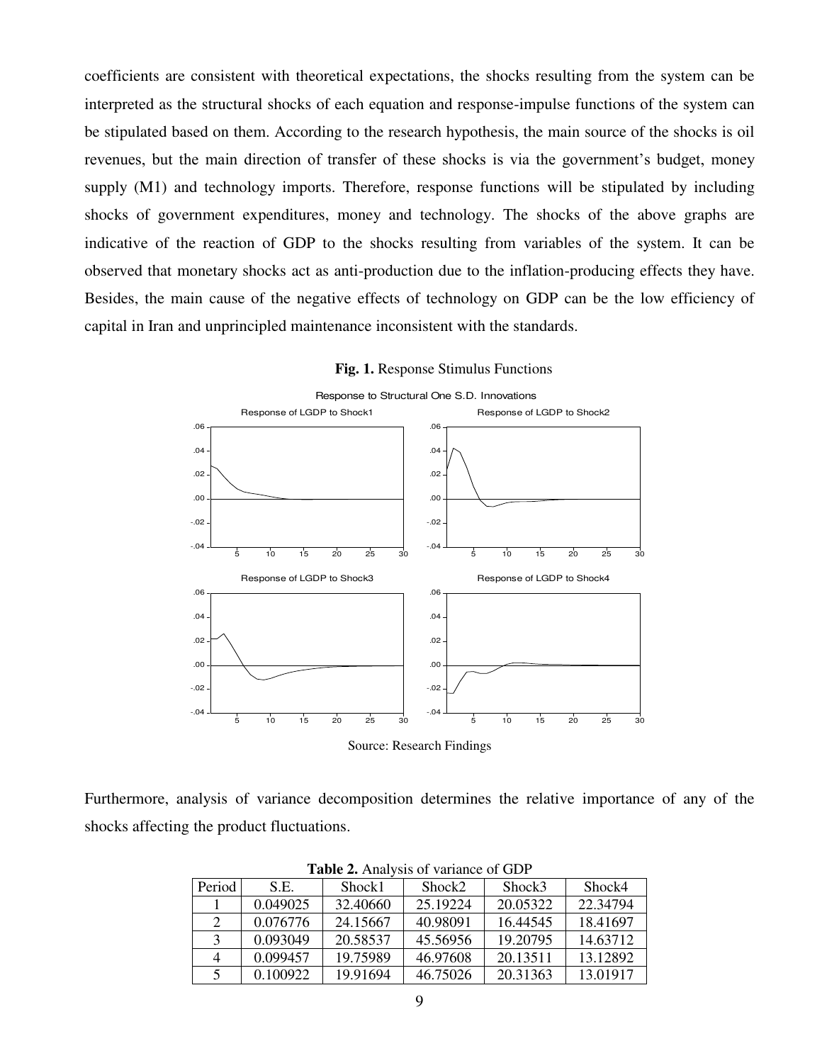coefficients are consistent with theoretical expectations, the shocks resulting from the system can be interpreted as the structural shocks of each equation and response-impulse functions of the system can be stipulated based on them. According to the research hypothesis, the main source of the shocks is oil revenues, but the main direction of transfer of these shocks is via the government's budget, money supply (M1) and technology imports. Therefore, response functions will be stipulated by including shocks of government expenditures, money and technology. The shocks of the above graphs are indicative of the reaction of GDP to the shocks resulting from variables of the system. It can be observed that monetary shocks act as anti-production due to the inflation-producing effects they have. Besides, the main cause of the negative effects of technology on GDP can be the low efficiency of capital in Iran and unprincipled maintenance inconsistent with the standards.

**Fig. 1.** Response Stimulus Functions

Source: Research Findings

Furthermore, analysis of variance decomposition determines the relative importance of any of the shocks affecting the product fluctuations.

**Table 2.** Analysis of variance of GDP

| Period | S.E. | Shock1 | Shock2 | Shock3 | Shock4 |
|---|---|---|---|---|---|
| 1 | 0.049025 | 32.40660 | 25.19224 | 20.05322 | 22.34794 |
| 2 | 0.076776 | 24.15667 | 40.98091 | 16.44545 | 18.41697 |
| 3 | 0.093049 | 20.58537 | 45.56956 | 19.20795 | 14.63712 |
| 4 | 0.099457 | 19.75989 | 46.97608 | 20.13511 | 13.12892 |
| 5 | 0.100922 | 19.91694 | 46.75026 | 20.31363 | 13.01917 |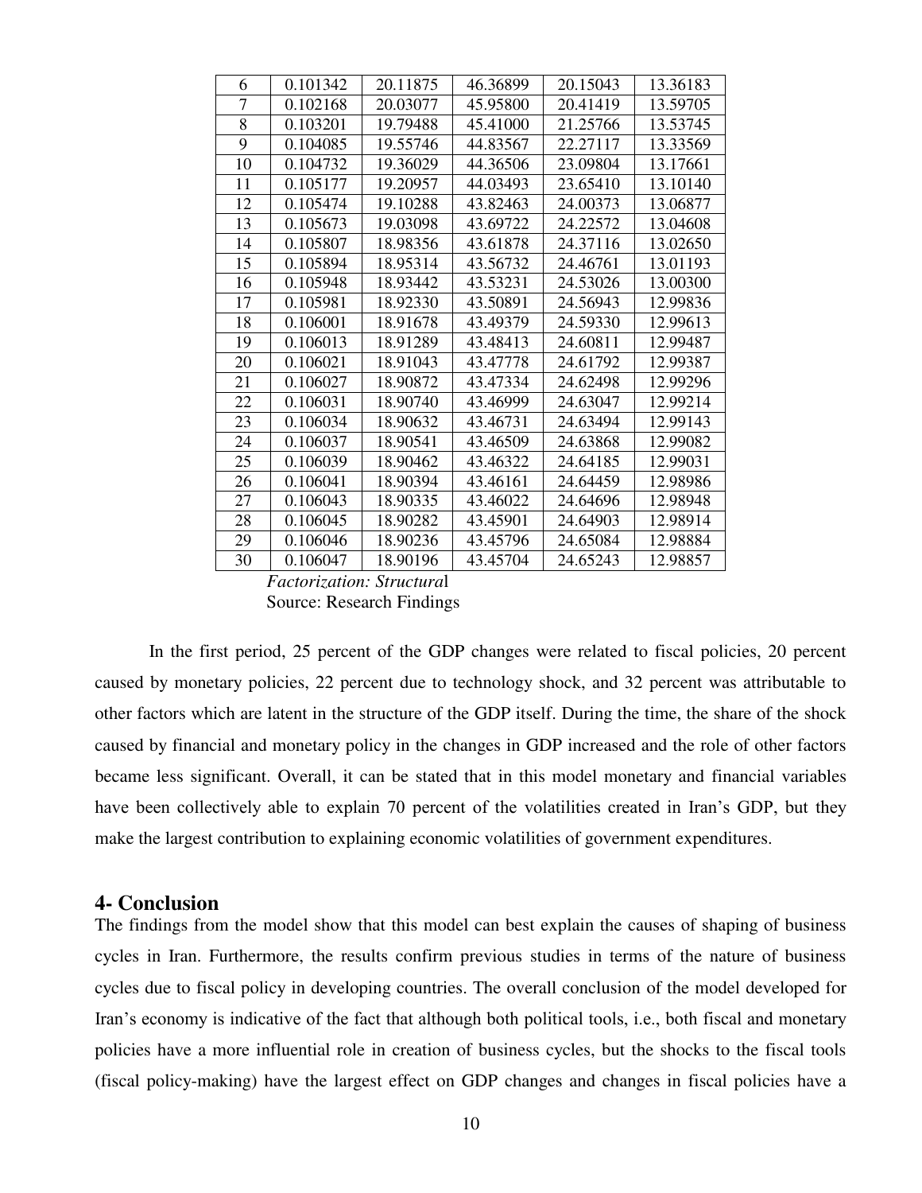| 6 | 0.101342 | 20.11875 | 46.36899 | 20.15043 | 13.36183 |
|---|---|---|---|---|---|
| 7 | 0.102168 | 20.03077 | 45.95800 | 20.41419 | 13.59705 |
| 8 | 0.103201 | 19.79488 | 45.41000 | 21.25766 | 13.53745 |
| 9 | 0.104085 | 19.55746 | 44.83567 | 22.27117 | 13.33569 |
| 10 | 0.104732 | 19.36029 | 44.36506 | 23.09804 | 13.17661 |
| 11 | 0.105177 | 19.20957 | 44.03493 | 23.65410 | 13.10140 |
| 12 | 0.105474 | 19.10288 | 43.82463 | 24.00373 | 13.06877 |
| 13 | 0.105673 | 19.03098 | 43.69722 | 24.22572 | 13.04608 |
| 14 | 0.105807 | 18.98356 | 43.61878 | 24.37116 | 13.02650 |
| 15 | 0.105894 | 18.95314 | 43.56732 | 24.46761 | 13.01193 |
| 16 | 0.105948 | 18.93442 | 43.53231 | 24.53026 | 13.00300 |
| 17 | 0.105981 | 18.92330 | 43.50891 | 24.56943 | 12.99836 |
| 18 | 0.106001 | 18.91678 | 43.49379 | 24.59330 | 12.99613 |
| 19 | 0.106013 | 18.91289 | 43.48413 | 24.60811 | 12.99487 |
| 20 | 0.106021 | 18.91043 | 43.47778 | 24.61792 | 12.99387 |
| 21 | 0.106027 | 18.90872 | 43.47334 | 24.62498 | 12.99296 |
| 22 | 0.106031 | 18.90740 | 43.46999 | 24.63047 | 12.99214 |
| 23 | 0.106034 | 18.90632 | 43.46731 | 24.63494 | 12.99143 |
| 24 | 0.106037 | 18.90541 | 43.46509 | 24.63868 | 12.99082 |
| 25 | 0.106039 | 18.90462 | 43.46322 | 24.64185 | 12.99031 |
| 26 | 0.106041 | 18.90394 | 43.46161 | 24.64459 | 12.98986 |
| 27 | 0.106043 | 18.90335 | 43.46022 | 24.64696 | 12.98948 |
| 28 | 0.106045 | 18.90282 | 43.45901 | 24.64903 | 12.98914 |
| 29 | 0.106046 | 18.90236 | 43.45796 | 24.65084 | 12.98884 |
| 30 | 0.106047 | 18.90196 | 43.45704 | 24.65243 | 12.98857 |

*Factorization: Structural*
Source: Research Findings

In the first period, 25 percent of the GDP changes were related to fiscal policies, 20 percent caused by monetary policies, 22 percent due to technology shock, and 32 percent was attributable to other factors which are latent in the structure of the GDP itself. During the time, the share of the shock caused by financial and monetary policy in the changes in GDP increased and the role of other factors became less significant. Overall, it can be stated that in this model monetary and financial variables have been collectively able to explain 70 percent of the volatilities created in Iran's GDP, but they make the largest contribution to explaining economic volatilities of government expenditures.

## 4- Conclusion

The findings from the model show that this model can best explain the causes of shaping of business cycles in Iran. Furthermore, the results confirm previous studies in terms of the nature of business cycles due to fiscal policy in developing countries. The overall conclusion of the model developed for Iran's economy is indicative of the fact that although both political tools, i.e., both fiscal and monetary policies have a more influential role in creation of business cycles, but the shocks to the fiscal tools (fiscal policy-making) have the largest effect on GDP changes and changes in fiscal policies have a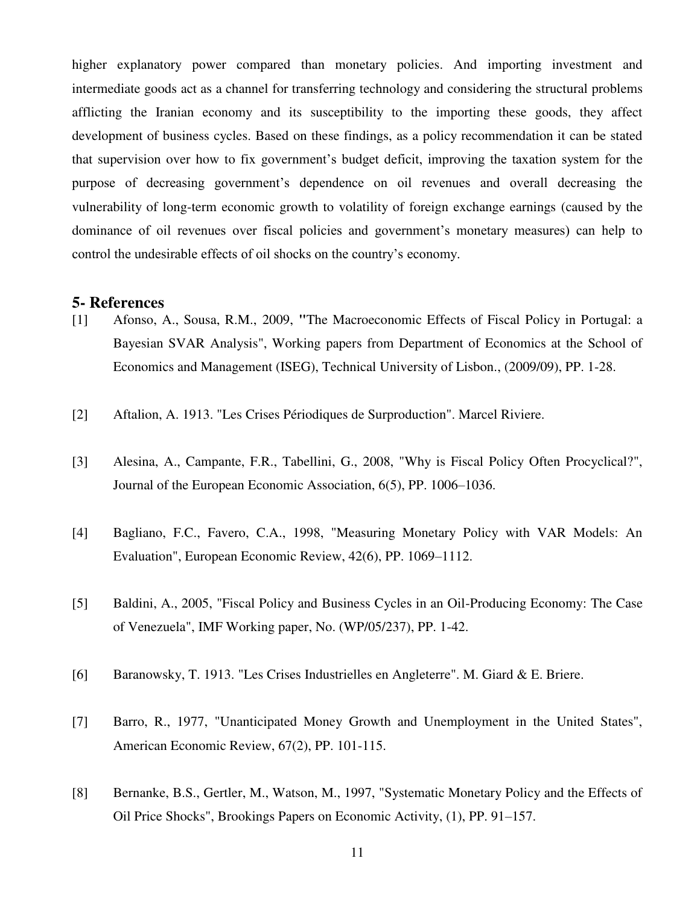higher explanatory power compared than monetary policies. And importing investment and intermediate goods act as a channel for transferring technology and considering the structural problems afflicting the Iranian economy and its susceptibility to the importing these goods, they affect development of business cycles. Based on these findings, as a policy recommendation it can be stated that supervision over how to fix government's budget deficit, improving the taxation system for the purpose of decreasing government's dependence on oil revenues and overall decreasing the vulnerability of long-term economic growth to volatility of foreign exchange earnings (caused by the dominance of oil revenues over fiscal policies and government's monetary measures) can help to control the undesirable effects of oil shocks on the country's economy.

## 5- References

[1] Afonso, A., Sousa, R.M., 2009, "The Macroeconomic Effects of Fiscal Policy in Portugal: a Bayesian SVAR Analysis", Working papers from Department of Economics at the School of Economics and Management (ISEG), Technical University of Lisbon., (2009/09), PP. 1-28.

[2] Aftalion, A. 1913. "Les Crises Périodiques de Surproduction". Marcel Riviere.

[3] Alesina, A., Campante, F.R., Tabellini, G., 2008, "Why is Fiscal Policy Often Procyclical?", Journal of the European Economic Association, 6(5), PP. 1006–1036.

[4] Bagliano, F.C., Favero, C.A., 1998, "Measuring Monetary Policy with VAR Models: An Evaluation", European Economic Review, 42(6), PP. 1069–1112.

[5] Baldini, A., 2005, "Fiscal Policy and Business Cycles in an Oil-Producing Economy: The Case of Venezuela", IMF Working paper, No. (WP/05/237), PP. 1-42.

[6] Baranowsky, T. 1913. "Les Crises Industrielles en Angleterre". M. Giard & E. Briere.

[7] Barro, R., 1977, "Unanticipated Money Growth and Unemployment in the United States", American Economic Review, 67(2), PP. 101-115.

[8] Bernanke, B.S., Gertler, M., Watson, M., 1997, "Systematic Monetary Policy and the Effects of Oil Price Shocks", Brookings Papers on Economic Activity, (1), PP. 91–157.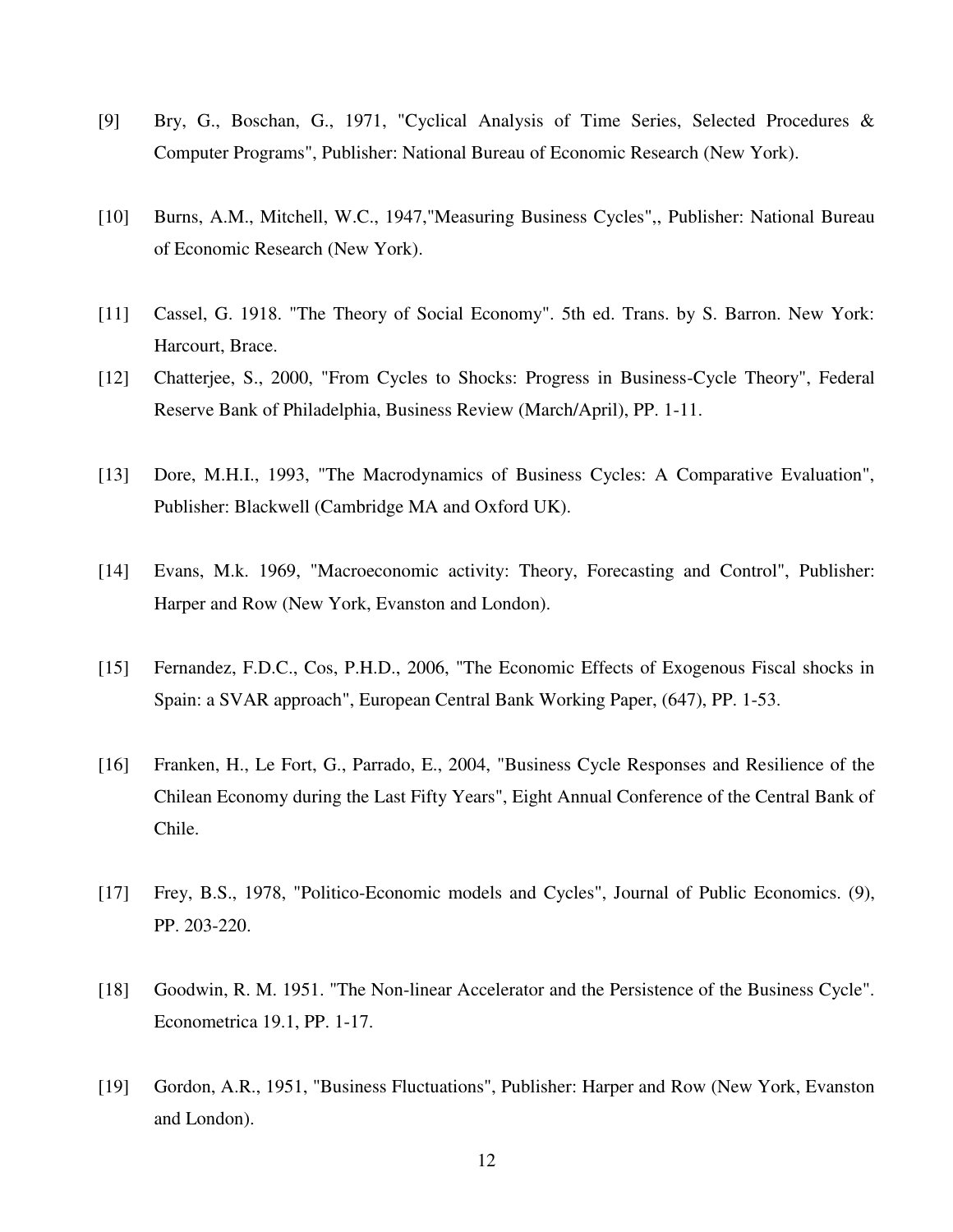[9] Bry, G., Boschan, G., 1971, "Cyclical Analysis of Time Series, Selected Procedures & Computer Programs", Publisher: National Bureau of Economic Research (New York).

[10] Burns, A.M., Mitchell, W.C., 1947,"Measuring Business Cycles",, Publisher: National Bureau of Economic Research (New York).

[11] Cassel, G. 1918. "The Theory of Social Economy". 5th ed. Trans. by S. Barron. New York: Harcourt, Brace.

[12] Chatterjee, S., 2000, "From Cycles to Shocks: Progress in Business-Cycle Theory", Federal Reserve Bank of Philadelphia, Business Review (March/April), PP. 1-11.

[13] Dore, M.H.I., 1993, "The Macrodynamics of Business Cycles: A Comparative Evaluation", Publisher: Blackwell (Cambridge MA and Oxford UK).

[14] Evans, M.k. 1969, "Macroeconomic activity: Theory, Forecasting and Control", Publisher: Harper and Row (New York, Evanston and London).

[15] Fernandez, F.D.C., Cos, P.H.D., 2006, "The Economic Effects of Exogenous Fiscal shocks in Spain: a SVAR approach", European Central Bank Working Paper, (647), PP. 1-53.

[16] Franken, H., Le Fort, G., Parrado, E., 2004, "Business Cycle Responses and Resilience of the Chilean Economy during the Last Fifty Years", Eight Annual Conference of the Central Bank of Chile.

[17] Frey, B.S., 1978, "Politico-Economic models and Cycles", Journal of Public Economics. (9), PP. 203-220.

[18] Goodwin, R. M. 1951. "The Non-linear Accelerator and the Persistence of the Business Cycle". Econometrica 19.1, PP. 1-17.

[19] Gordon, A.R., 1951, "Business Fluctuations", Publisher: Harper and Row (New York, Evanston and London).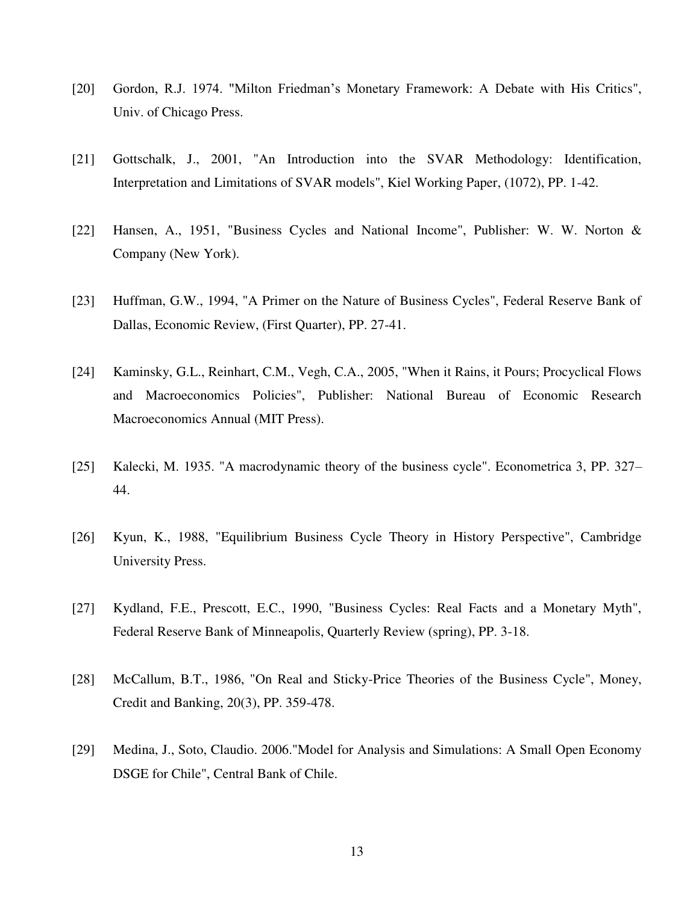[20] Gordon, R.J. 1974. "Milton Friedman's Monetary Framework: A Debate with His Critics", Univ. of Chicago Press.

[21] Gottschalk, J., 2001, "An Introduction into the SVAR Methodology: Identification, Interpretation and Limitations of SVAR models", Kiel Working Paper, (1072), PP. 1-42.

[22] Hansen, A., 1951, "Business Cycles and National Income", Publisher: W. W. Norton & Company (New York).

[23] Huffman, G.W., 1994, "A Primer on the Nature of Business Cycles", Federal Reserve Bank of Dallas, Economic Review, (First Quarter), PP. 27-41.

[24] Kaminsky, G.L., Reinhart, C.M., Vegh, C.A., 2005, "When it Rains, it Pours; Procyclical Flows and Macroeconomics Policies", Publisher: National Bureau of Economic Research Macroeconomics Annual (MIT Press).

[25] Kalecki, M. 1935. "A macrodynamic theory of the business cycle". Econometrica 3, PP. 327–44.

[26] Kyun, K., 1988, "Equilibrium Business Cycle Theory in History Perspective", Cambridge University Press.

[27] Kydland, F.E., Prescott, E.C., 1990, "Business Cycles: Real Facts and a Monetary Myth", Federal Reserve Bank of Minneapolis, Quarterly Review (spring), PP. 3-18.

[28] McCallum, B.T., 1986, "On Real and Sticky-Price Theories of the Business Cycle", Money, Credit and Banking, 20(3), PP. 359-478.

[29] Medina, J., Soto, Claudio. 2006."Model for Analysis and Simulations: A Small Open Economy DSGE for Chile", Central Bank of Chile.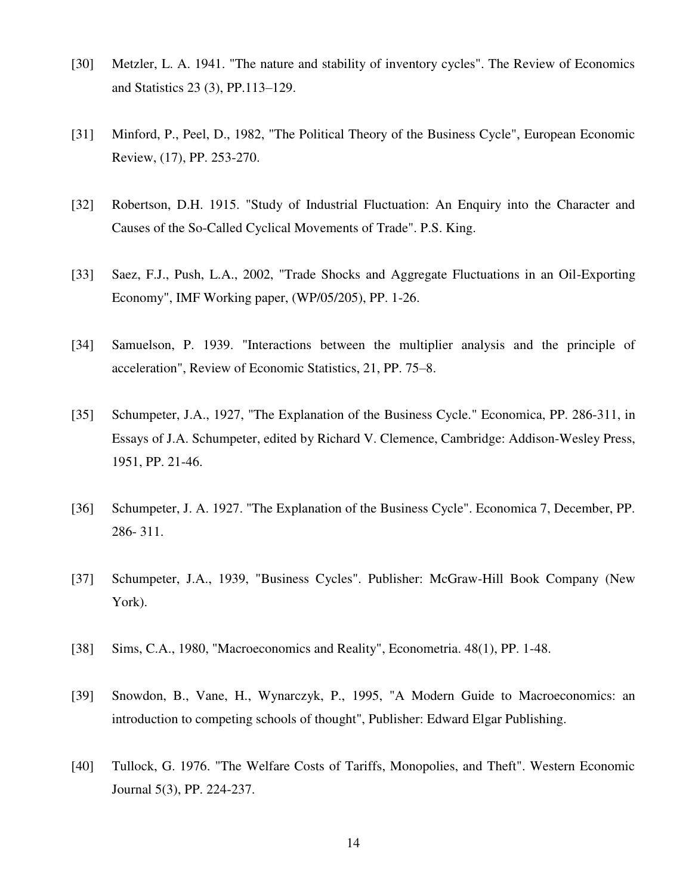[30] Metzler, L. A. 1941. "The nature and stability of inventory cycles". The Review of Economics and Statistics 23 (3), PP.113–129.

[31] Minford, P., Peel, D., 1982, "The Political Theory of the Business Cycle", European Economic Review, (17), PP. 253-270.

[32] Robertson, D.H. 1915. "Study of Industrial Fluctuation: An Enquiry into the Character and Causes of the So-Called Cyclical Movements of Trade". P.S. King.

[33] Saez, F.J., Push, L.A., 2002, "Trade Shocks and Aggregate Fluctuations in an Oil-Exporting Economy", IMF Working paper, (WP/05/205), PP. 1-26.

[34] Samuelson, P. 1939. "Interactions between the multiplier analysis and the principle of acceleration", Review of Economic Statistics, 21, PP. 75–8.

[35] Schumpeter, J.A., 1927, "The Explanation of the Business Cycle." Economica, PP. 286-311, in Essays of J.A. Schumpeter, edited by Richard V. Clemence, Cambridge: Addison-Wesley Press, 1951, PP. 21-46.

[36] Schumpeter, J. A. 1927. "The Explanation of the Business Cycle". Economica 7, December, PP. 286- 311.

[37] Schumpeter, J.A., 1939, "Business Cycles". Publisher: McGraw-Hill Book Company (New York).

[38] Sims, C.A., 1980, "Macroeconomics and Reality", Econometria. 48(1), PP. 1-48.

[39] Snowdon, B., Vane, H., Wynarczyk, P., 1995, "A Modern Guide to Macroeconomics: an introduction to competing schools of thought", Publisher: Edward Elgar Publishing.

[40] Tullock, G. 1976. "The Welfare Costs of Tariffs, Monopolies, and Theft". Western Economic Journal 5(3), PP. 224-237.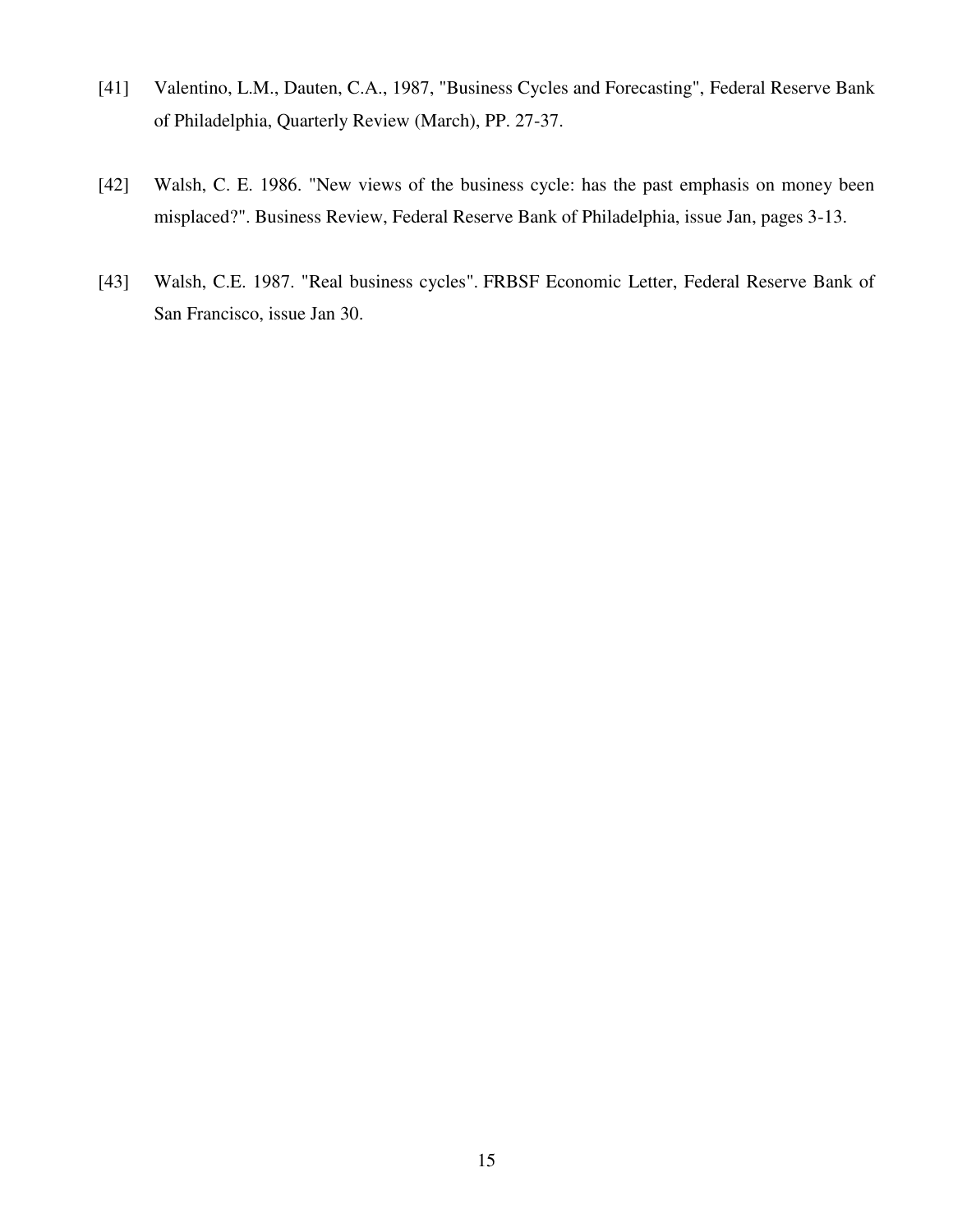[41] Valentino, L.M., Dauten, C.A., 1987, "Business Cycles and Forecasting", Federal Reserve Bank of Philadelphia, Quarterly Review (March), PP. 27-37.

[42] Walsh, C. E. 1986. "New views of the business cycle: has the past emphasis on money been misplaced?". Business Review, Federal Reserve Bank of Philadelphia, issue Jan, pages 3-13.

[43] Walsh, C.E. 1987. "Real business cycles". FRBSF Economic Letter, Federal Reserve Bank of San Francisco, issue Jan 30.